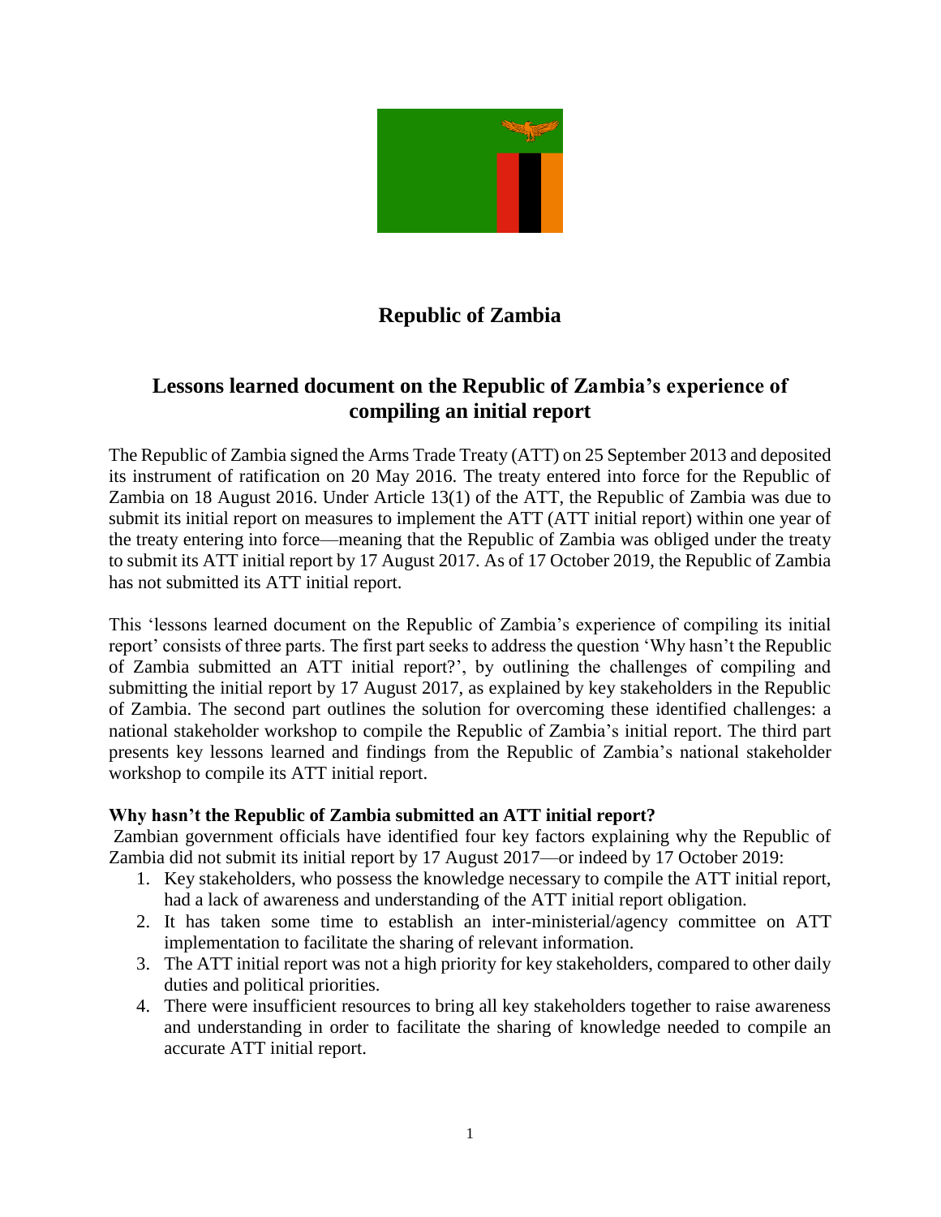# Republic of Zambia

## Lessons learned document on the Republic of Zambia's experience of compiling an initial report

The Republic of Zambia signed the Arms Trade Treaty (ATT) on 25 September 2013 and deposited its instrument of ratification on 20 May 2016. The treaty entered into force for the Republic of Zambia on 18 August 2016. Under Article 13(1) of the ATT, the Republic of Zambia was due to submit its initial report on measures to implement the ATT (ATT initial report) within one year of the treaty entering into force—meaning that the Republic of Zambia was obliged under the treaty to submit its ATT initial report by 17 August 2017. As of 17 October 2019, the Republic of Zambia has not submitted its ATT initial report.

This 'lessons learned document on the Republic of Zambia's experience of compiling its initial report' consists of three parts. The first part seeks to address the question 'Why hasn't the Republic of Zambia submitted an ATT initial report?', by outlining the challenges of compiling and submitting the initial report by 17 August 2017, as explained by key stakeholders in the Republic of Zambia. The second part outlines the solution for overcoming these identified challenges: a national stakeholder workshop to compile the Republic of Zambia's initial report. The third part presents key lessons learned and findings from the Republic of Zambia's national stakeholder workshop to compile its ATT initial report.

### Why hasn't the Republic of Zambia submitted an ATT initial report?

Zambian government officials have identified four key factors explaining why the Republic of Zambia did not submit its initial report by 17 August 2017—or indeed by 17 October 2019:

1. Key stakeholders, who possess the knowledge necessary to compile the ATT initial report, had a lack of awareness and understanding of the ATT initial report obligation.
2. It has taken some time to establish an inter-ministerial/agency committee on ATT implementation to facilitate the sharing of relevant information.
3. The ATT initial report was not a high priority for key stakeholders, compared to other daily duties and political priorities.
4. There were insufficient resources to bring all key stakeholders together to raise awareness and understanding in order to facilitate the sharing of knowledge needed to compile an accurate ATT initial report.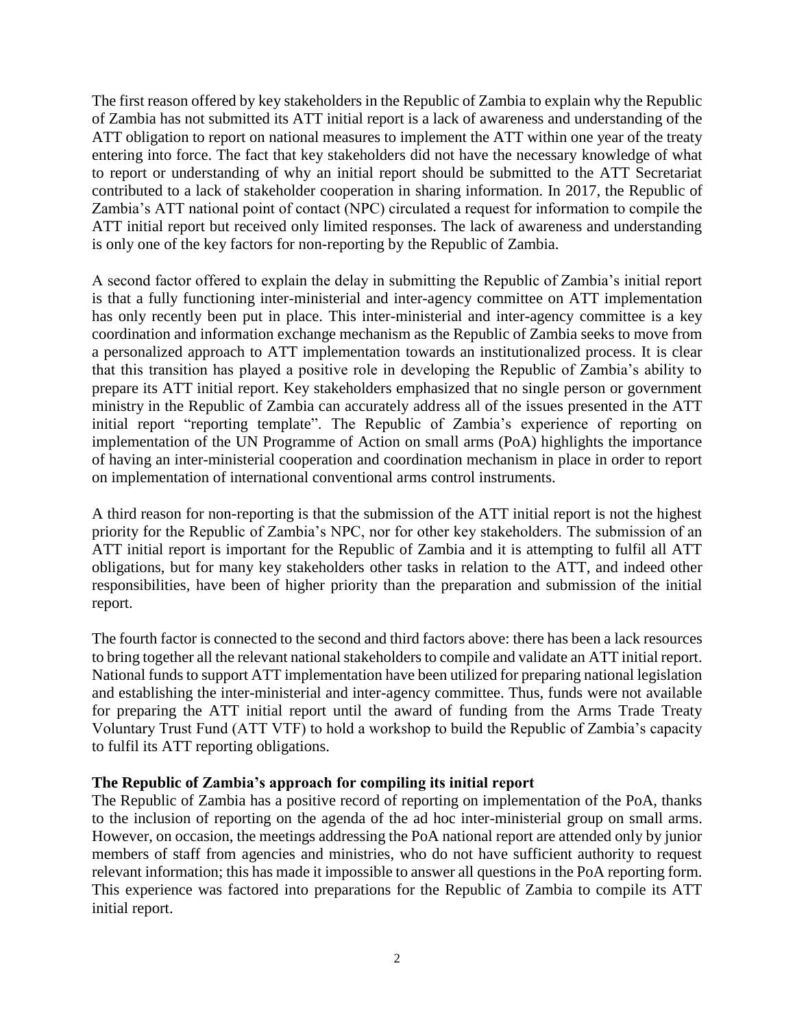The first reason offered by key stakeholders in the Republic of Zambia to explain why the Republic of Zambia has not submitted its ATT initial report is a lack of awareness and understanding of the ATT obligation to report on national measures to implement the ATT within one year of the treaty entering into force. The fact that key stakeholders did not have the necessary knowledge of what to report or understanding of why an initial report should be submitted to the ATT Secretariat contributed to a lack of stakeholder cooperation in sharing information. In 2017, the Republic of Zambia's ATT national point of contact (NPC) circulated a request for information to compile the ATT initial report but received only limited responses. The lack of awareness and understanding is only one of the key factors for non-reporting by the Republic of Zambia.

A second factor offered to explain the delay in submitting the Republic of Zambia's initial report is that a fully functioning inter-ministerial and inter-agency committee on ATT implementation has only recently been put in place. This inter-ministerial and inter-agency committee is a key coordination and information exchange mechanism as the Republic of Zambia seeks to move from a personalized approach to ATT implementation towards an institutionalized process. It is clear that this transition has played a positive role in developing the Republic of Zambia's ability to prepare its ATT initial report. Key stakeholders emphasized that no single person or government ministry in the Republic of Zambia can accurately address all of the issues presented in the ATT initial report "reporting template". The Republic of Zambia's experience of reporting on implementation of the UN Programme of Action on small arms (PoA) highlights the importance of having an inter-ministerial cooperation and coordination mechanism in place in order to report on implementation of international conventional arms control instruments.

A third reason for non-reporting is that the submission of the ATT initial report is not the highest priority for the Republic of Zambia's NPC, nor for other key stakeholders. The submission of an ATT initial report is important for the Republic of Zambia and it is attempting to fulfil all ATT obligations, but for many key stakeholders other tasks in relation to the ATT, and indeed other responsibilities, have been of higher priority than the preparation and submission of the initial report.

The fourth factor is connected to the second and third factors above: there has been a lack resources to bring together all the relevant national stakeholders to compile and validate an ATT initial report. National funds to support ATT implementation have been utilized for preparing national legislation and establishing the inter-ministerial and inter-agency committee. Thus, funds were not available for preparing the ATT initial report until the award of funding from the Arms Trade Treaty Voluntary Trust Fund (ATT VTF) to hold a workshop to build the Republic of Zambia's capacity to fulfil its ATT reporting obligations.

**The Republic of Zambia's approach for compiling its initial report**

The Republic of Zambia has a positive record of reporting on implementation of the PoA, thanks to the inclusion of reporting on the agenda of the ad hoc inter-ministerial group on small arms. However, on occasion, the meetings addressing the PoA national report are attended only by junior members of staff from agencies and ministries, who do not have sufficient authority to request relevant information; this has made it impossible to answer all questions in the PoA reporting form. This experience was factored into preparations for the Republic of Zambia to compile its ATT initial report.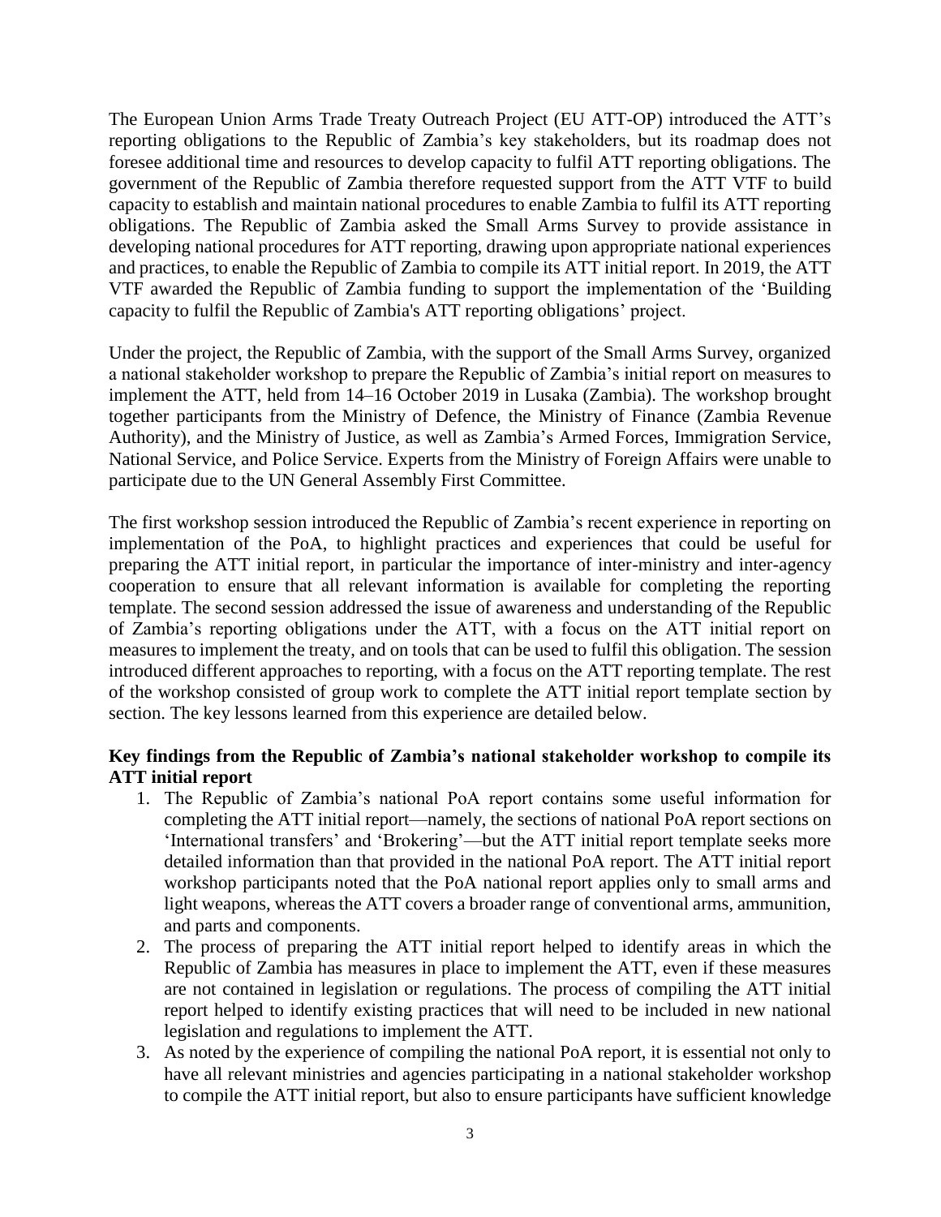The European Union Arms Trade Treaty Outreach Project (EU ATT-OP) introduced the ATT's reporting obligations to the Republic of Zambia's key stakeholders, but its roadmap does not foresee additional time and resources to develop capacity to fulfil ATT reporting obligations. The government of the Republic of Zambia therefore requested support from the ATT VTF to build capacity to establish and maintain national procedures to enable Zambia to fulfil its ATT reporting obligations. The Republic of Zambia asked the Small Arms Survey to provide assistance in developing national procedures for ATT reporting, drawing upon appropriate national experiences and practices, to enable the Republic of Zambia to compile its ATT initial report. In 2019, the ATT VTF awarded the Republic of Zambia funding to support the implementation of the 'Building capacity to fulfil the Republic of Zambia's ATT reporting obligations' project.

Under the project, the Republic of Zambia, with the support of the Small Arms Survey, organized a national stakeholder workshop to prepare the Republic of Zambia's initial report on measures to implement the ATT, held from 14–16 October 2019 in Lusaka (Zambia). The workshop brought together participants from the Ministry of Defence, the Ministry of Finance (Zambia Revenue Authority), and the Ministry of Justice, as well as Zambia's Armed Forces, Immigration Service, National Service, and Police Service. Experts from the Ministry of Foreign Affairs were unable to participate due to the UN General Assembly First Committee.

The first workshop session introduced the Republic of Zambia's recent experience in reporting on implementation of the PoA, to highlight practices and experiences that could be useful for preparing the ATT initial report, in particular the importance of inter-ministry and inter-agency cooperation to ensure that all relevant information is available for completing the reporting template. The second session addressed the issue of awareness and understanding of the Republic of Zambia's reporting obligations under the ATT, with a focus on the ATT initial report on measures to implement the treaty, and on tools that can be used to fulfil this obligation. The session introduced different approaches to reporting, with a focus on the ATT reporting template. The rest of the workshop consisted of group work to complete the ATT initial report template section by section. The key lessons learned from this experience are detailed below.

**Key findings from the Republic of Zambia's national stakeholder workshop to compile its ATT initial report**

1. The Republic of Zambia's national PoA report contains some useful information for completing the ATT initial report—namely, the sections of national PoA report sections on 'International transfers' and 'Brokering'—but the ATT initial report template seeks more detailed information than that provided in the national PoA report. The ATT initial report workshop participants noted that the PoA national report applies only to small arms and light weapons, whereas the ATT covers a broader range of conventional arms, ammunition, and parts and components.
2. The process of preparing the ATT initial report helped to identify areas in which the Republic of Zambia has measures in place to implement the ATT, even if these measures are not contained in legislation or regulations. The process of compiling the ATT initial report helped to identify existing practices that will need to be included in new national legislation and regulations to implement the ATT.
3. As noted by the experience of compiling the national PoA report, it is essential not only to have all relevant ministries and agencies participating in a national stakeholder workshop to compile the ATT initial report, but also to ensure participants have sufficient knowledge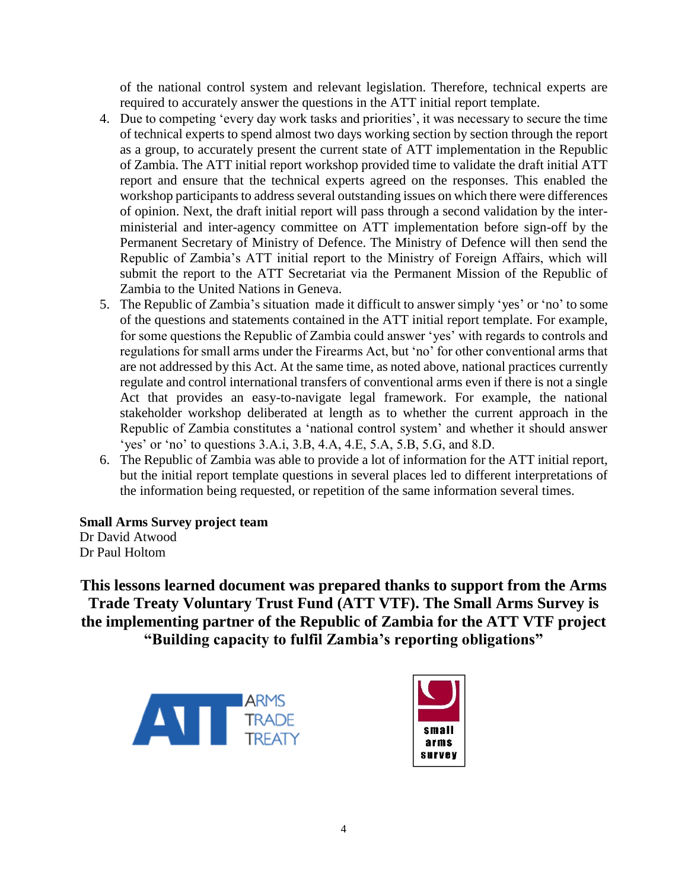of the national control system and relevant legislation. Therefore, technical experts are required to accurately answer the questions in the ATT initial report template.

4. Due to competing 'every day work tasks and priorities', it was necessary to secure the time of technical experts to spend almost two days working section by section through the report as a group, to accurately present the current state of ATT implementation in the Republic of Zambia. The ATT initial report workshop provided time to validate the draft initial ATT report and ensure that the technical experts agreed on the responses. This enabled the workshop participants to address several outstanding issues on which there were differences of opinion. Next, the draft initial report will pass through a second validation by the inter-ministerial and inter-agency committee on ATT implementation before sign-off by the Permanent Secretary of Ministry of Defence. The Ministry of Defence will then send the Republic of Zambia's ATT initial report to the Ministry of Foreign Affairs, which will submit the report to the ATT Secretariat via the Permanent Mission of the Republic of Zambia to the United Nations in Geneva.
5. The Republic of Zambia's situation made it difficult to answer simply 'yes' or 'no' to some of the questions and statements contained in the ATT initial report template. For example, for some questions the Republic of Zambia could answer 'yes' with regards to controls and regulations for small arms under the Firearms Act, but 'no' for other conventional arms that are not addressed by this Act. At the same time, as noted above, national practices currently regulate and control international transfers of conventional arms even if there is not a single Act that provides an easy-to-navigate legal framework. For example, the national stakeholder workshop deliberated at length as to whether the current approach in the Republic of Zambia constitutes a 'national control system' and whether it should answer 'yes' or 'no' to questions 3.A.i, 3.B, 4.A, 4.E, 5.A, 5.B, 5.G, and 8.D.
6. The Republic of Zambia was able to provide a lot of information for the ATT initial report, but the initial report template questions in several places led to different interpretations of the information being requested, or repetition of the same information several times.

**Small Arms Survey project team**
Dr David Atwood
Dr Paul Holtom

**This lessons learned document was prepared thanks to support from the Arms Trade Treaty Voluntary Trust Fund (ATT VTF). The Small Arms Survey is the implementing partner of the Republic of Zambia for the ATT VTF project "Building capacity to fulfil Zambia's reporting obligations"**

ATT ARMS TRADE TREATY

small arms survey